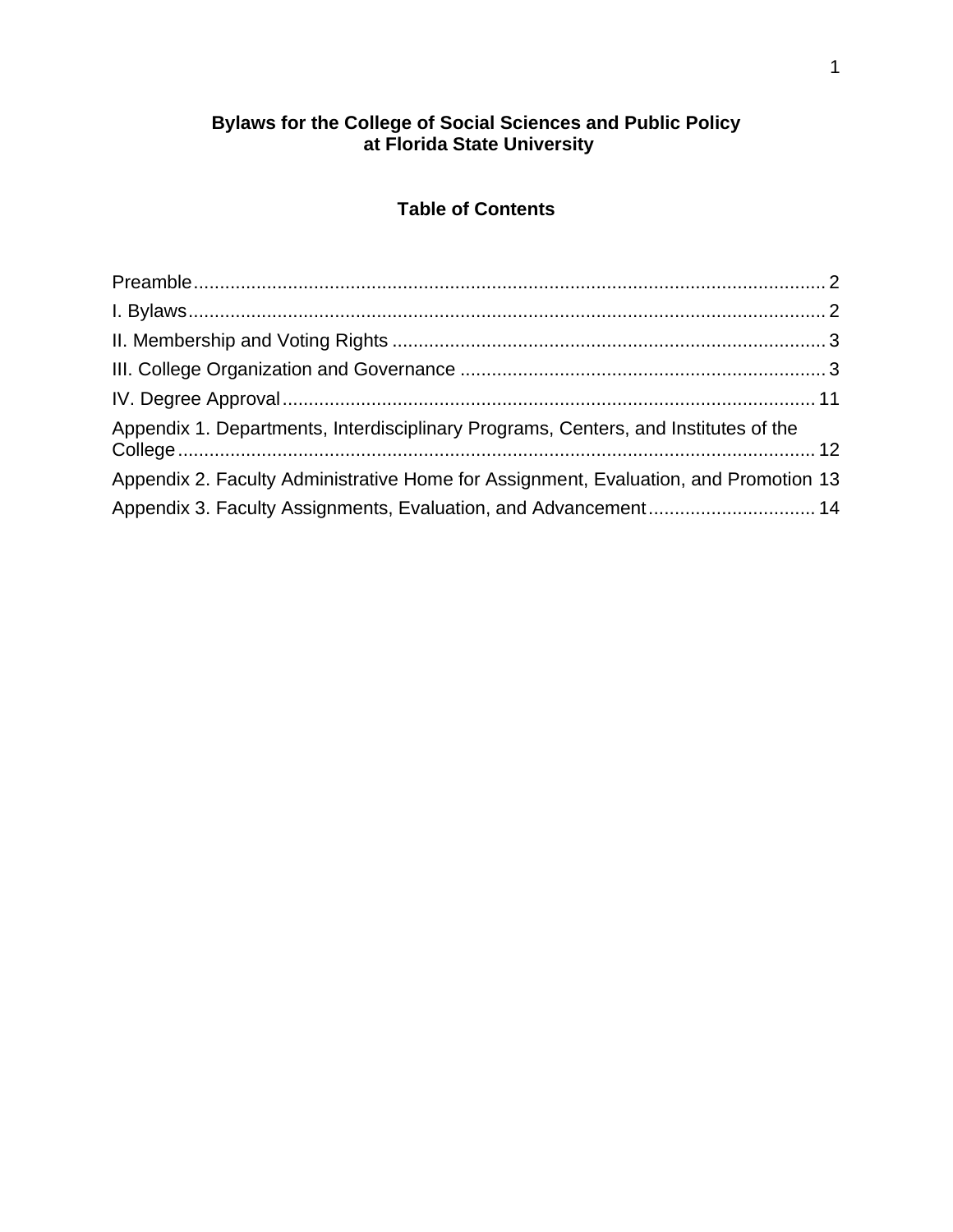# Bylaws for the College of Social Sciences and Public Policy at Florida State University

## Table of Contents

Preamble ........................................................................................................................ 2

I. Bylaws ........................................................................................................................ 2

II. Membership and Voting Rights .................................................................................. 3

III. College Organization and Governance ..................................................................... 3

IV. Degree Approval ..................................................................................................... 11

Appendix 1. Departments, Interdisciplinary Programs, Centers, and Institutes of the College ........................................................................................................................ 12

Appendix 2. Faculty Administrative Home for Assignment, Evaluation, and Promotion 13

Appendix 3. Faculty Assignments, Evaluation, and Advancement ................................ 14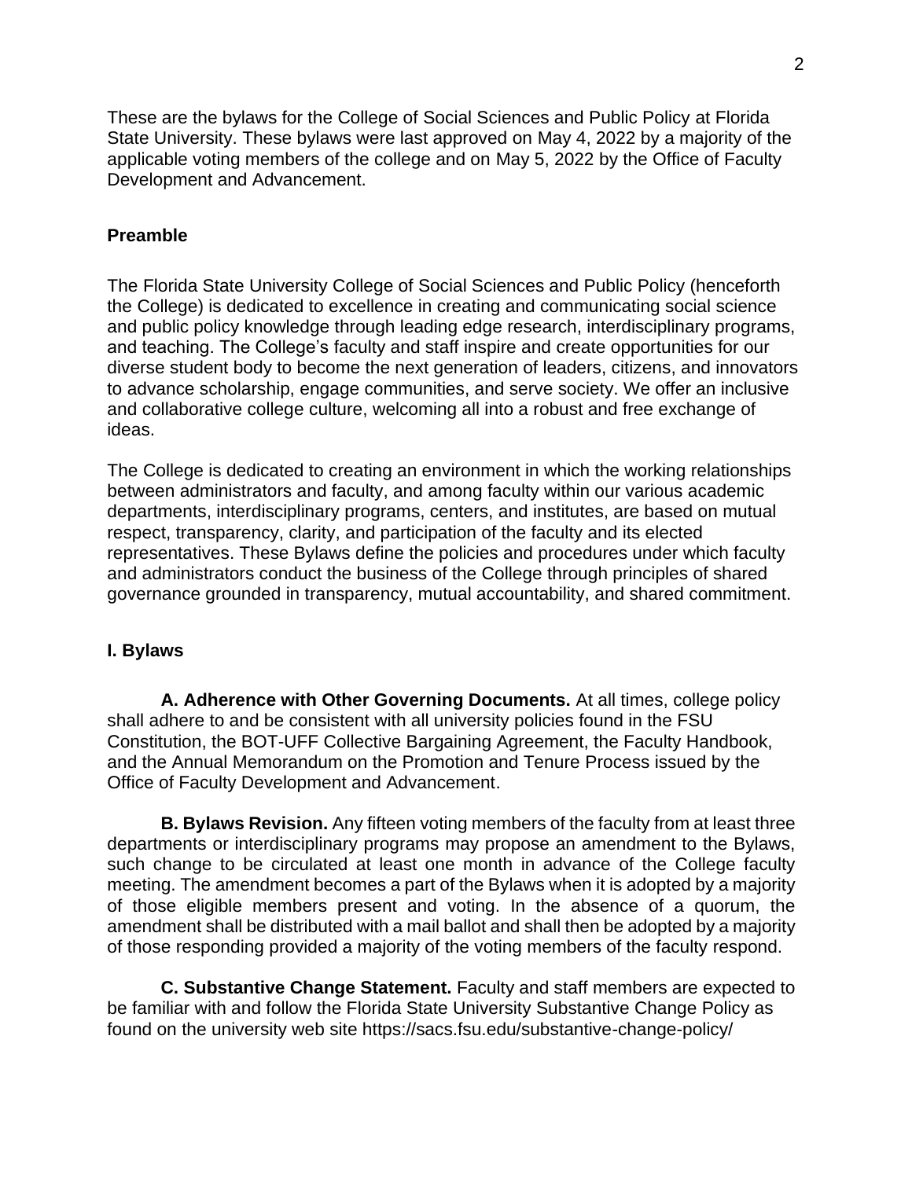These are the bylaws for the College of Social Sciences and Public Policy at Florida State University. These bylaws were last approved on May 4, 2022 by a majority of the applicable voting members of the college and on May 5, 2022 by the Office of Faculty Development and Advancement.

## Preamble

The Florida State University College of Social Sciences and Public Policy (henceforth the College) is dedicated to excellence in creating and communicating social science and public policy knowledge through leading edge research, interdisciplinary programs, and teaching. The College's faculty and staff inspire and create opportunities for our diverse student body to become the next generation of leaders, citizens, and innovators to advance scholarship, engage communities, and serve society. We offer an inclusive and collaborative college culture, welcoming all into a robust and free exchange of ideas.

The College is dedicated to creating an environment in which the working relationships between administrators and faculty, and among faculty within our various academic departments, interdisciplinary programs, centers, and institutes, are based on mutual respect, transparency, clarity, and participation of the faculty and its elected representatives. These Bylaws define the policies and procedures under which faculty and administrators conduct the business of the College through principles of shared governance grounded in transparency, mutual accountability, and shared commitment.

## I. Bylaws

**A. Adherence with Other Governing Documents.** At all times, college policy shall adhere to and be consistent with all university policies found in the FSU Constitution, the BOT-UFF Collective Bargaining Agreement, the Faculty Handbook, and the Annual Memorandum on the Promotion and Tenure Process issued by the Office of Faculty Development and Advancement.

**B. Bylaws Revision.** Any fifteen voting members of the faculty from at least three departments or interdisciplinary programs may propose an amendment to the Bylaws, such change to be circulated at least one month in advance of the College faculty meeting. The amendment becomes a part of the Bylaws when it is adopted by a majority of those eligible members present and voting. In the absence of a quorum, the amendment shall be distributed with a mail ballot and shall then be adopted by a majority of those responding provided a majority of the voting members of the faculty respond.

**C. Substantive Change Statement.** Faculty and staff members are expected to be familiar with and follow the Florida State University Substantive Change Policy as found on the university web site https://sacs.fsu.edu/substantive-change-policy/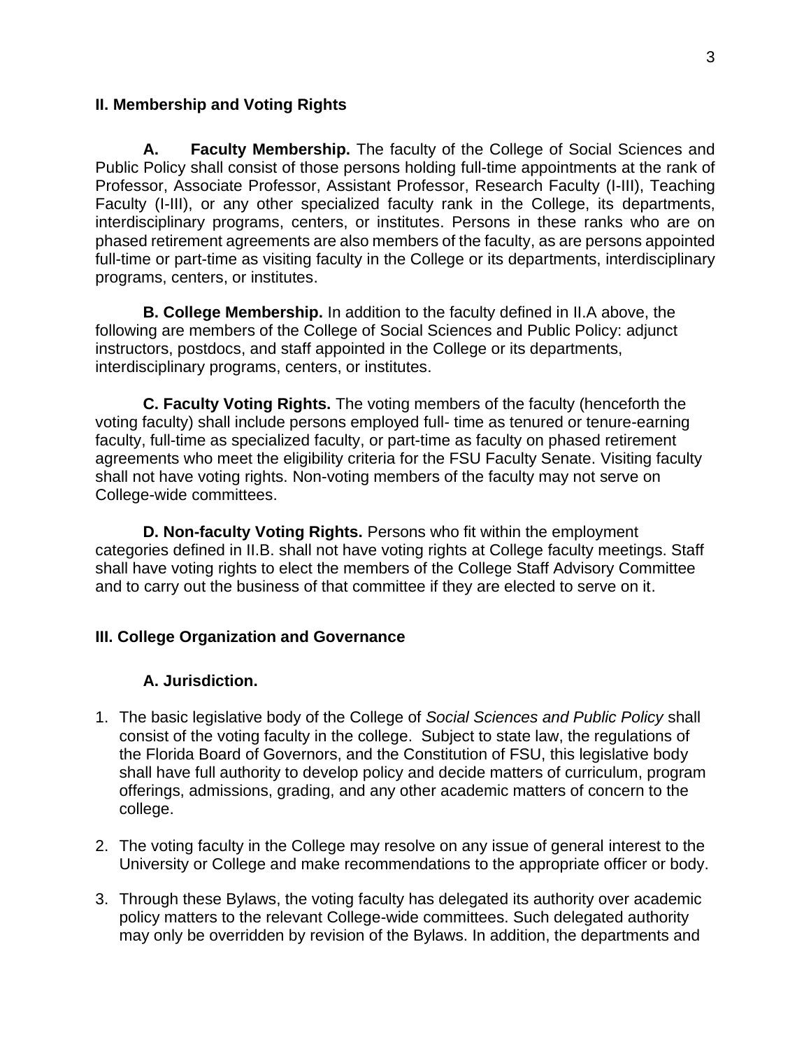## II. Membership and Voting Rights

**A. Faculty Membership.** The faculty of the College of Social Sciences and Public Policy shall consist of those persons holding full-time appointments at the rank of Professor, Associate Professor, Assistant Professor, Research Faculty (I-III), Teaching Faculty (I-III), or any other specialized faculty rank in the College, its departments, interdisciplinary programs, centers, or institutes. Persons in these ranks who are on phased retirement agreements are also members of the faculty, as are persons appointed full-time or part-time as visiting faculty in the College or its departments, interdisciplinary programs, centers, or institutes.

**B. College Membership.** In addition to the faculty defined in II.A above, the following are members of the College of Social Sciences and Public Policy: adjunct instructors, postdocs, and staff appointed in the College or its departments, interdisciplinary programs, centers, or institutes.

**C. Faculty Voting Rights.** The voting members of the faculty (henceforth the voting faculty) shall include persons employed full- time as tenured or tenure-earning faculty, full-time as specialized faculty, or part-time as faculty on phased retirement agreements who meet the eligibility criteria for the FSU Faculty Senate. Visiting faculty shall not have voting rights. Non-voting members of the faculty may not serve on College-wide committees.

**D. Non-faculty Voting Rights.** Persons who fit within the employment categories defined in II.B. shall not have voting rights at College faculty meetings. Staff shall have voting rights to elect the members of the College Staff Advisory Committee and to carry out the business of that committee if they are elected to serve on it.

## III. College Organization and Governance

### A. Jurisdiction.

1. The basic legislative body of the College of *Social Sciences and Public Policy* shall consist of the voting faculty in the college. Subject to state law, the regulations of the Florida Board of Governors, and the Constitution of FSU, this legislative body shall have full authority to develop policy and decide matters of curriculum, program offerings, admissions, grading, and any other academic matters of concern to the college.

2. The voting faculty in the College may resolve on any issue of general interest to the University or College and make recommendations to the appropriate officer or body.

3. Through these Bylaws, the voting faculty has delegated its authority over academic policy matters to the relevant College-wide committees. Such delegated authority may only be overridden by revision of the Bylaws. In addition, the departments and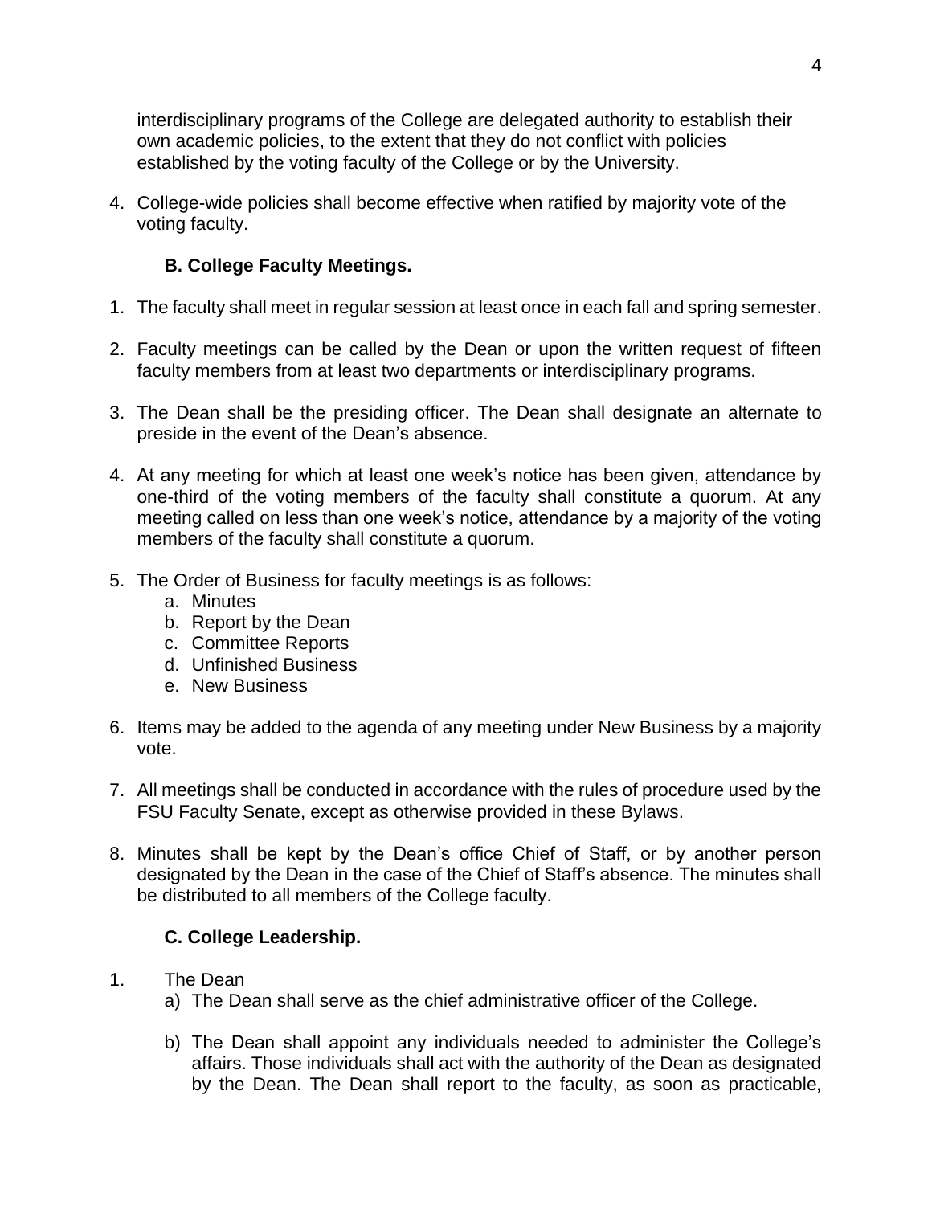interdisciplinary programs of the College are delegated authority to establish their own academic policies, to the extent that they do not conflict with policies established by the voting faculty of the College or by the University.

4. College-wide policies shall become effective when ratified by majority vote of the voting faculty.

### B. College Faculty Meetings.

1. The faculty shall meet in regular session at least once in each fall and spring semester.

2. Faculty meetings can be called by the Dean or upon the written request of fifteen faculty members from at least two departments or interdisciplinary programs.

3. The Dean shall be the presiding officer. The Dean shall designate an alternate to preside in the event of the Dean's absence.

4. At any meeting for which at least one week's notice has been given, attendance by one-third of the voting members of the faculty shall constitute a quorum. At any meeting called on less than one week's notice, attendance by a majority of the voting members of the faculty shall constitute a quorum.

5. The Order of Business for faculty meetings is as follows:
   a. Minutes
   b. Report by the Dean
   c. Committee Reports
   d. Unfinished Business
   e. New Business

6. Items may be added to the agenda of any meeting under New Business by a majority vote.

7. All meetings shall be conducted in accordance with the rules of procedure used by the FSU Faculty Senate, except as otherwise provided in these Bylaws.

8. Minutes shall be kept by the Dean's office Chief of Staff, or by another person designated by the Dean in the case of the Chief of Staff's absence. The minutes shall be distributed to all members of the College faculty.

### C. College Leadership.

1. The Dean
   a) The Dean shall serve as the chief administrative officer of the College.

   b) The Dean shall appoint any individuals needed to administer the College's affairs. Those individuals shall act with the authority of the Dean as designated by the Dean. The Dean shall report to the faculty, as soon as practicable,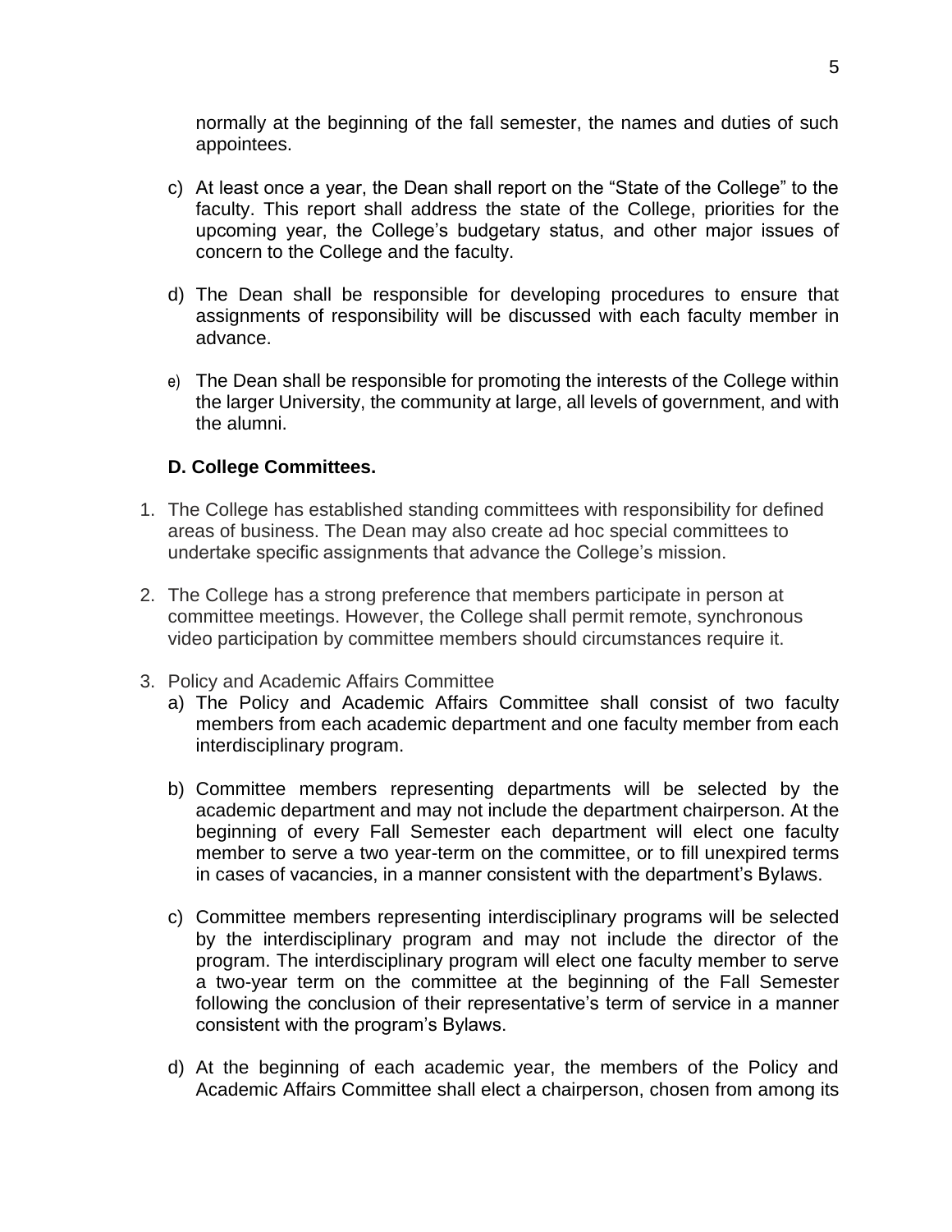normally at the beginning of the fall semester, the names and duties of such appointees.

c) At least once a year, the Dean shall report on the "State of the College" to the faculty. This report shall address the state of the College, priorities for the upcoming year, the College's budgetary status, and other major issues of concern to the College and the faculty.

d) The Dean shall be responsible for developing procedures to ensure that assignments of responsibility will be discussed with each faculty member in advance.

e) The Dean shall be responsible for promoting the interests of the College within the larger University, the community at large, all levels of government, and with the alumni.

### D. College Committees.

1. The College has established standing committees with responsibility for defined areas of business. The Dean may also create ad hoc special committees to undertake specific assignments that advance the College's mission.

2. The College has a strong preference that members participate in person at committee meetings. However, the College shall permit remote, synchronous video participation by committee members should circumstances require it.

3. Policy and Academic Affairs Committee
   a) The Policy and Academic Affairs Committee shall consist of two faculty members from each academic department and one faculty member from each interdisciplinary program.

   b) Committee members representing departments will be selected by the academic department and may not include the department chairperson. At the beginning of every Fall Semester each department will elect one faculty member to serve a two year-term on the committee, or to fill unexpired terms in cases of vacancies, in a manner consistent with the department's Bylaws.

   c) Committee members representing interdisciplinary programs will be selected by the interdisciplinary program and may not include the director of the program. The interdisciplinary program will elect one faculty member to serve a two-year term on the committee at the beginning of the Fall Semester following the conclusion of their representative's term of service in a manner consistent with the program's Bylaws.

   d) At the beginning of each academic year, the members of the Policy and Academic Affairs Committee shall elect a chairperson, chosen from among its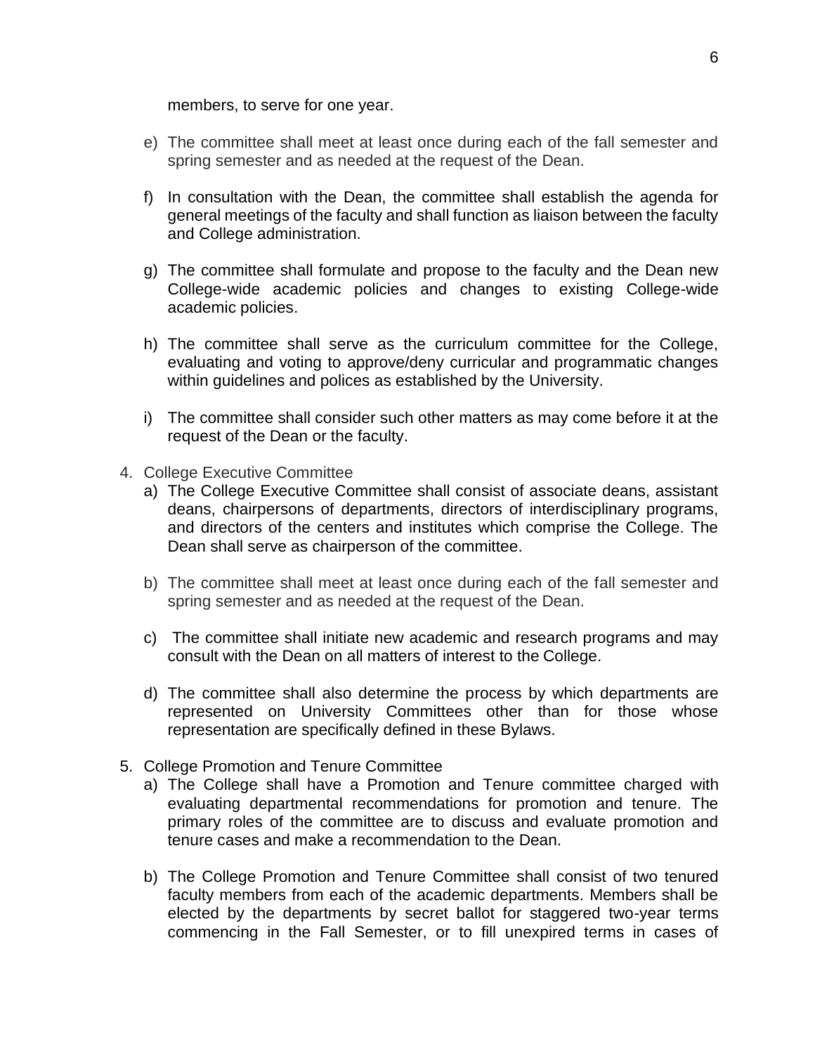members, to serve for one year.

e) The committee shall meet at least once during each of the fall semester and spring semester and as needed at the request of the Dean.

f) In consultation with the Dean, the committee shall establish the agenda for general meetings of the faculty and shall function as liaison between the faculty and College administration.

g) The committee shall formulate and propose to the faculty and the Dean new College-wide academic policies and changes to existing College-wide academic policies.

h) The committee shall serve as the curriculum committee for the College, evaluating and voting to approve/deny curricular and programmatic changes within guidelines and polices as established by the University.

i) The committee shall consider such other matters as may come before it at the request of the Dean or the faculty.

4. College Executive Committee
   a) The College Executive Committee shall consist of associate deans, assistant deans, chairpersons of departments, directors of interdisciplinary programs, and directors of the centers and institutes which comprise the College. The Dean shall serve as chairperson of the committee.

   b) The committee shall meet at least once during each of the fall semester and spring semester and as needed at the request of the Dean.

   c) The committee shall initiate new academic and research programs and may consult with the Dean on all matters of interest to the College.

   d) The committee shall also determine the process by which departments are represented on University Committees other than for those whose representation are specifically defined in these Bylaws.

5. College Promotion and Tenure Committee
   a) The College shall have a Promotion and Tenure committee charged with evaluating departmental recommendations for promotion and tenure. The primary roles of the committee are to discuss and evaluate promotion and tenure cases and make a recommendation to the Dean.

   b) The College Promotion and Tenure Committee shall consist of two tenured faculty members from each of the academic departments. Members shall be elected by the departments by secret ballot for staggered two-year terms commencing in the Fall Semester, or to fill unexpired terms in cases of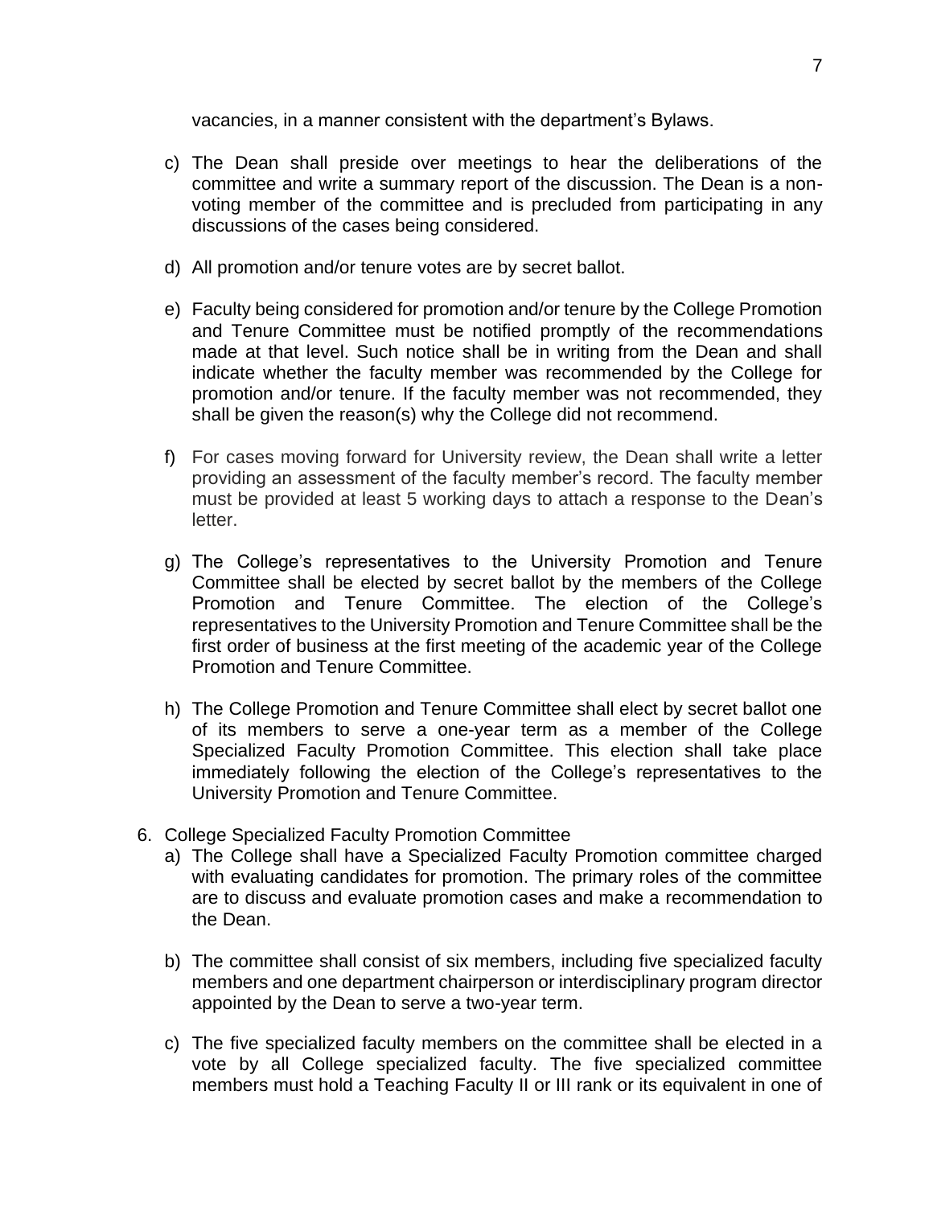vacancies, in a manner consistent with the department's Bylaws.

c) The Dean shall preside over meetings to hear the deliberations of the committee and write a summary report of the discussion. The Dean is a non-voting member of the committee and is precluded from participating in any discussions of the cases being considered.

d) All promotion and/or tenure votes are by secret ballot.

e) Faculty being considered for promotion and/or tenure by the College Promotion and Tenure Committee must be notified promptly of the recommendations made at that level. Such notice shall be in writing from the Dean and shall indicate whether the faculty member was recommended by the College for promotion and/or tenure. If the faculty member was not recommended, they shall be given the reason(s) why the College did not recommend.

f) For cases moving forward for University review, the Dean shall write a letter providing an assessment of the faculty member's record. The faculty member must be provided at least 5 working days to attach a response to the Dean's letter.

g) The College's representatives to the University Promotion and Tenure Committee shall be elected by secret ballot by the members of the College Promotion and Tenure Committee. The election of the College's representatives to the University Promotion and Tenure Committee shall be the first order of business at the first meeting of the academic year of the College Promotion and Tenure Committee.

h) The College Promotion and Tenure Committee shall elect by secret ballot one of its members to serve a one-year term as a member of the College Specialized Faculty Promotion Committee. This election shall take place immediately following the election of the College's representatives to the University Promotion and Tenure Committee.

6. College Specialized Faculty Promotion Committee
   a) The College shall have a Specialized Faculty Promotion committee charged with evaluating candidates for promotion. The primary roles of the committee are to discuss and evaluate promotion cases and make a recommendation to the Dean.

   b) The committee shall consist of six members, including five specialized faculty members and one department chairperson or interdisciplinary program director appointed by the Dean to serve a two-year term.

   c) The five specialized faculty members on the committee shall be elected in a vote by all College specialized faculty. The five specialized committee members must hold a Teaching Faculty II or III rank or its equivalent in one of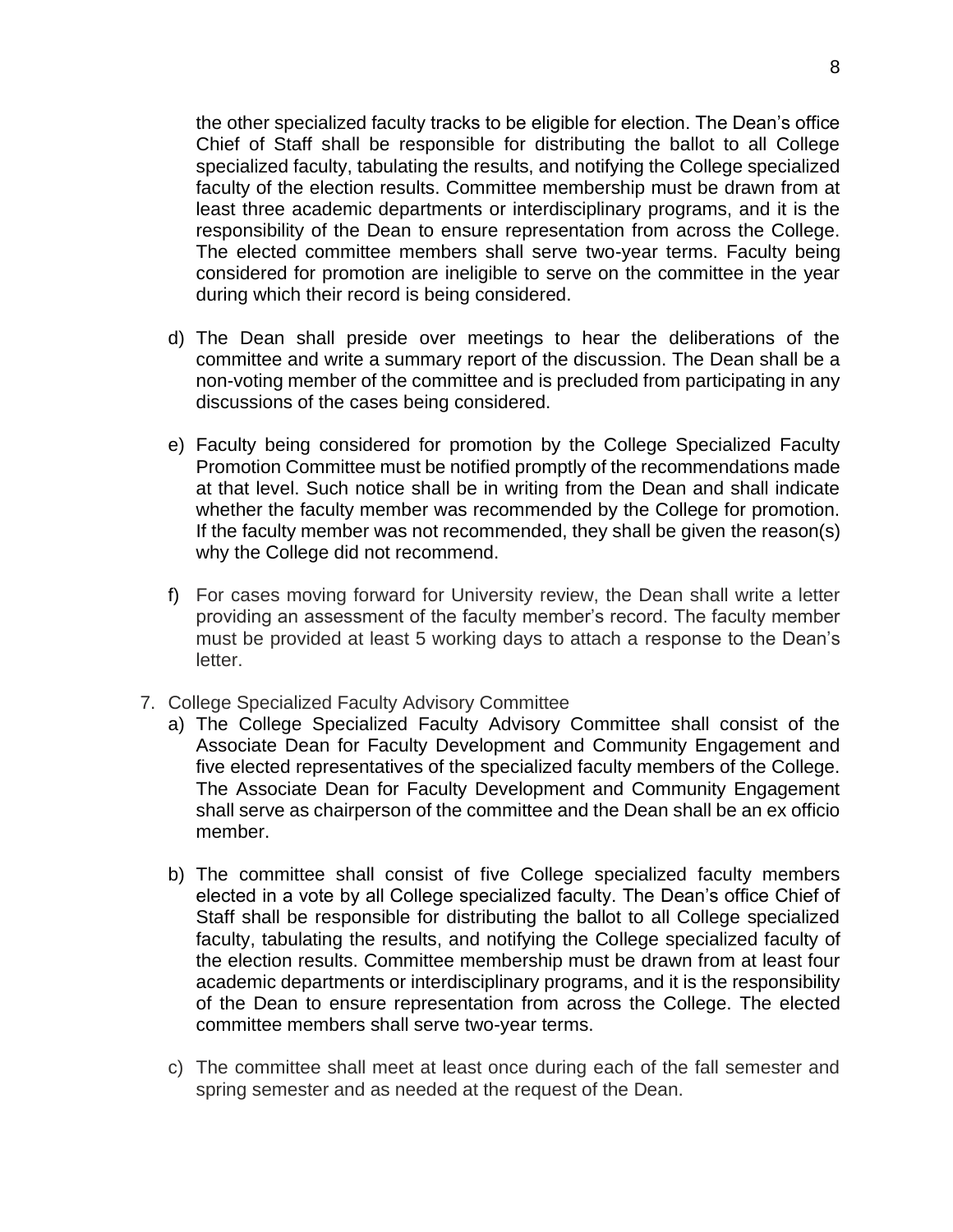the other specialized faculty tracks to be eligible for election. The Dean's office Chief of Staff shall be responsible for distributing the ballot to all College specialized faculty, tabulating the results, and notifying the College specialized faculty of the election results. Committee membership must be drawn from at least three academic departments or interdisciplinary programs, and it is the responsibility of the Dean to ensure representation from across the College. The elected committee members shall serve two-year terms. Faculty being considered for promotion are ineligible to serve on the committee in the year during which their record is being considered.

d) The Dean shall preside over meetings to hear the deliberations of the committee and write a summary report of the discussion. The Dean shall be a non-voting member of the committee and is precluded from participating in any discussions of the cases being considered.

e) Faculty being considered for promotion by the College Specialized Faculty Promotion Committee must be notified promptly of the recommendations made at that level. Such notice shall be in writing from the Dean and shall indicate whether the faculty member was recommended by the College for promotion. If the faculty member was not recommended, they shall be given the reason(s) why the College did not recommend.

f) For cases moving forward for University review, the Dean shall write a letter providing an assessment of the faculty member's record. The faculty member must be provided at least 5 working days to attach a response to the Dean's letter.

7. College Specialized Faculty Advisory Committee

a) The College Specialized Faculty Advisory Committee shall consist of the Associate Dean for Faculty Development and Community Engagement and five elected representatives of the specialized faculty members of the College. The Associate Dean for Faculty Development and Community Engagement shall serve as chairperson of the committee and the Dean shall be an ex officio member.

b) The committee shall consist of five College specialized faculty members elected in a vote by all College specialized faculty. The Dean's office Chief of Staff shall be responsible for distributing the ballot to all College specialized faculty, tabulating the results, and notifying the College specialized faculty of the election results. Committee membership must be drawn from at least four academic departments or interdisciplinary programs, and it is the responsibility of the Dean to ensure representation from across the College. The elected committee members shall serve two-year terms.

c) The committee shall meet at least once during each of the fall semester and spring semester and as needed at the request of the Dean.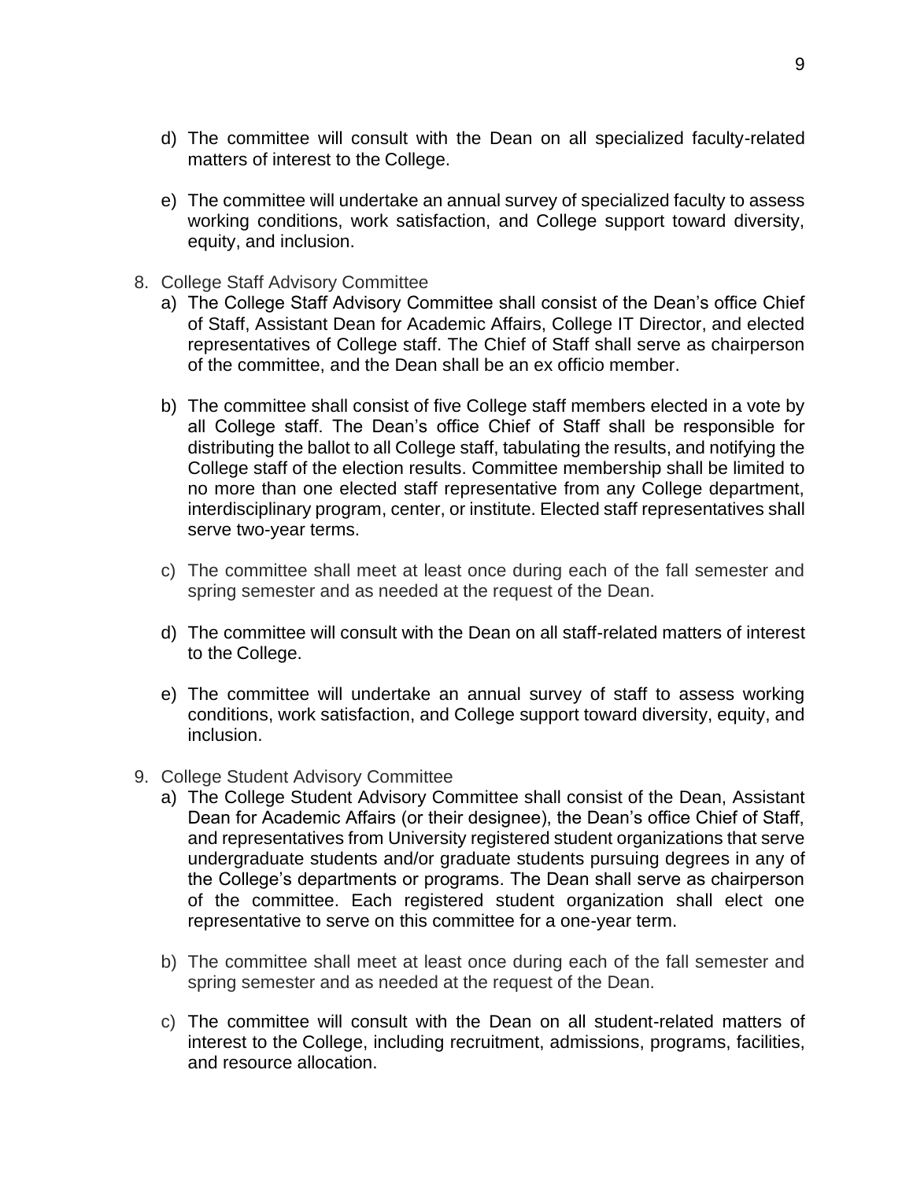d) The committee will consult with the Dean on all specialized faculty-related matters of interest to the College.

e) The committee will undertake an annual survey of specialized faculty to assess working conditions, work satisfaction, and College support toward diversity, equity, and inclusion.

8. College Staff Advisory Committee
   a) The College Staff Advisory Committee shall consist of the Dean's office Chief of Staff, Assistant Dean for Academic Affairs, College IT Director, and elected representatives of College staff. The Chief of Staff shall serve as chairperson of the committee, and the Dean shall be an ex officio member.

   b) The committee shall consist of five College staff members elected in a vote by all College staff. The Dean's office Chief of Staff shall be responsible for distributing the ballot to all College staff, tabulating the results, and notifying the College staff of the election results. Committee membership shall be limited to no more than one elected staff representative from any College department, interdisciplinary program, center, or institute. Elected staff representatives shall serve two-year terms.

   c) The committee shall meet at least once during each of the fall semester and spring semester and as needed at the request of the Dean.

   d) The committee will consult with the Dean on all staff-related matters of interest to the College.

   e) The committee will undertake an annual survey of staff to assess working conditions, work satisfaction, and College support toward diversity, equity, and inclusion.

9. College Student Advisory Committee
   a) The College Student Advisory Committee shall consist of the Dean, Assistant Dean for Academic Affairs (or their designee), the Dean's office Chief of Staff, and representatives from University registered student organizations that serve undergraduate students and/or graduate students pursuing degrees in any of the College's departments or programs. The Dean shall serve as chairperson of the committee. Each registered student organization shall elect one representative to serve on this committee for a one-year term.

   b) The committee shall meet at least once during each of the fall semester and spring semester and as needed at the request of the Dean.

   c) The committee will consult with the Dean on all student-related matters of interest to the College, including recruitment, admissions, programs, facilities, and resource allocation.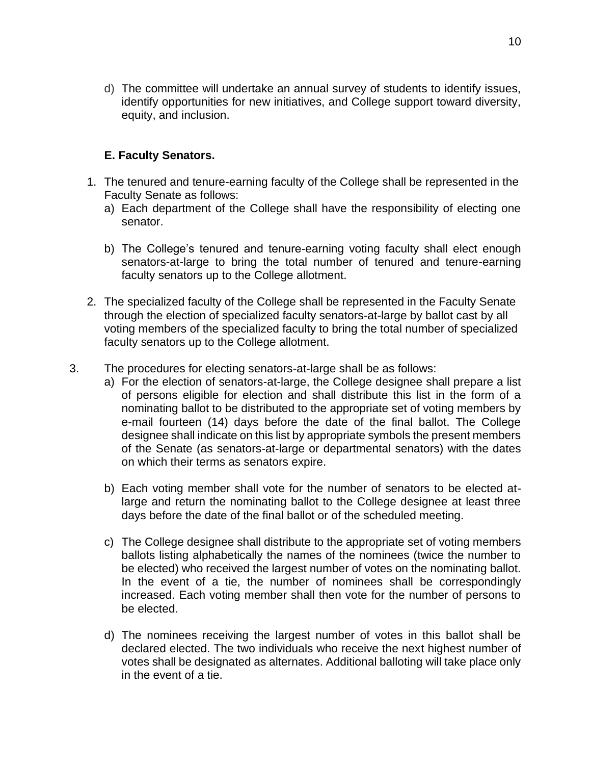d) The committee will undertake an annual survey of students to identify issues, identify opportunities for new initiatives, and College support toward diversity, equity, and inclusion.

### E. Faculty Senators.

1. The tenured and tenure-earning faculty of the College shall be represented in the Faculty Senate as follows:
   a) Each department of the College shall have the responsibility of electing one senator.

   b) The College's tenured and tenure-earning voting faculty shall elect enough senators-at-large to bring the total number of tenured and tenure-earning faculty senators up to the College allotment.

2. The specialized faculty of the College shall be represented in the Faculty Senate through the election of specialized faculty senators-at-large by ballot cast by all voting members of the specialized faculty to bring the total number of specialized faculty senators up to the College allotment.

3. The procedures for electing senators-at-large shall be as follows:
   a) For the election of senators-at-large, the College designee shall prepare a list of persons eligible for election and shall distribute this list in the form of a nominating ballot to be distributed to the appropriate set of voting members by e-mail fourteen (14) days before the date of the final ballot. The College designee shall indicate on this list by appropriate symbols the present members of the Senate (as senators-at-large or departmental senators) with the dates on which their terms as senators expire.

   b) Each voting member shall vote for the number of senators to be elected at-large and return the nominating ballot to the College designee at least three days before the date of the final ballot or of the scheduled meeting.

   c) The College designee shall distribute to the appropriate set of voting members ballots listing alphabetically the names of the nominees (twice the number to be elected) who received the largest number of votes on the nominating ballot. In the event of a tie, the number of nominees shall be correspondingly increased. Each voting member shall then vote for the number of persons to be elected.

   d) The nominees receiving the largest number of votes in this ballot shall be declared elected. The two individuals who receive the next highest number of votes shall be designated as alternates. Additional balloting will take place only in the event of a tie.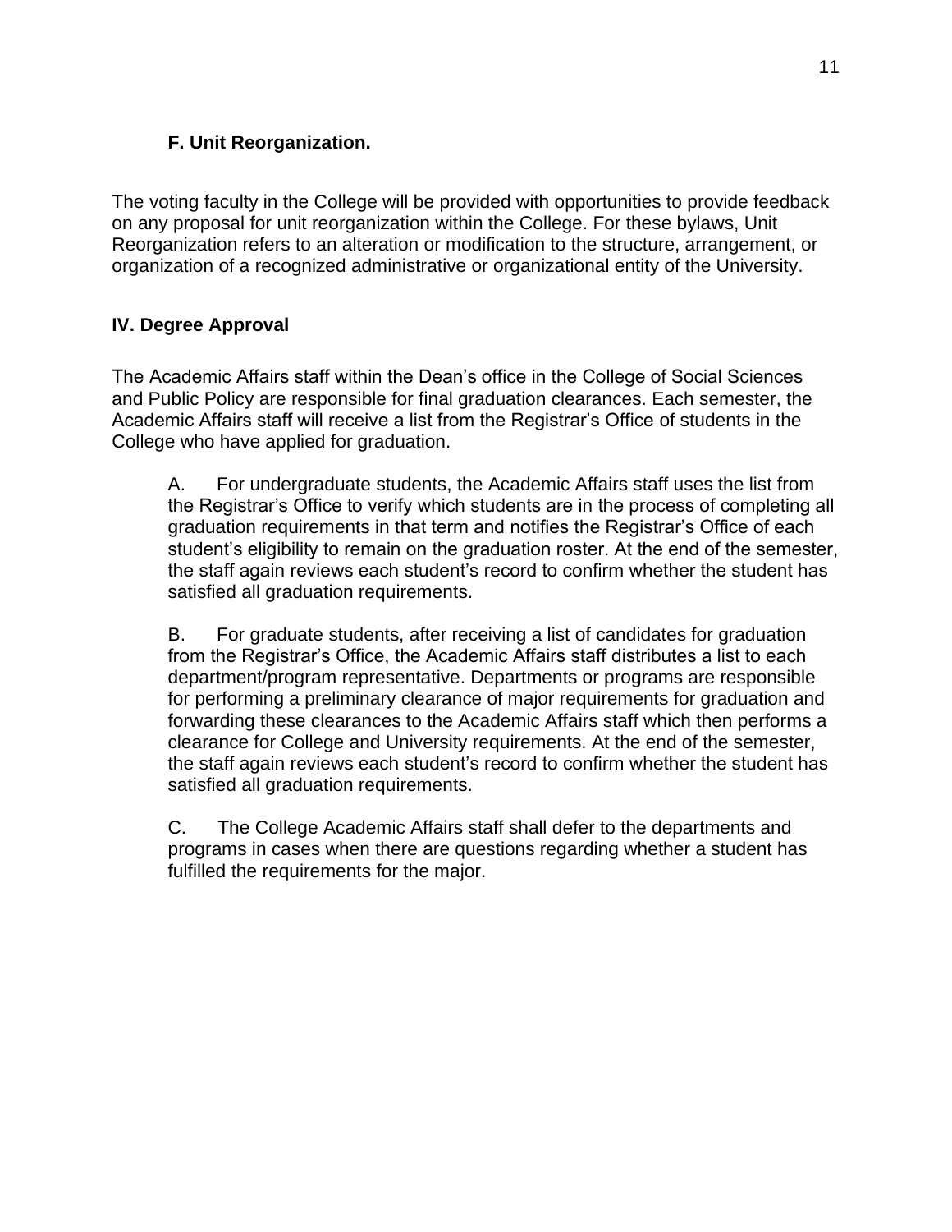### F. Unit Reorganization.

The voting faculty in the College will be provided with opportunities to provide feedback on any proposal for unit reorganization within the College. For these bylaws, Unit Reorganization refers to an alteration or modification to the structure, arrangement, or organization of a recognized administrative or organizational entity of the University.

## IV. Degree Approval

The Academic Affairs staff within the Dean's office in the College of Social Sciences and Public Policy are responsible for final graduation clearances. Each semester, the Academic Affairs staff will receive a list from the Registrar's Office of students in the College who have applied for graduation.

A. For undergraduate students, the Academic Affairs staff uses the list from the Registrar's Office to verify which students are in the process of completing all graduation requirements in that term and notifies the Registrar's Office of each student's eligibility to remain on the graduation roster. At the end of the semester, the staff again reviews each student's record to confirm whether the student has satisfied all graduation requirements.

B. For graduate students, after receiving a list of candidates for graduation from the Registrar's Office, the Academic Affairs staff distributes a list to each department/program representative. Departments or programs are responsible for performing a preliminary clearance of major requirements for graduation and forwarding these clearances to the Academic Affairs staff which then performs a clearance for College and University requirements. At the end of the semester, the staff again reviews each student's record to confirm whether the student has satisfied all graduation requirements.

C. The College Academic Affairs staff shall defer to the departments and programs in cases when there are questions regarding whether a student has fulfilled the requirements for the major.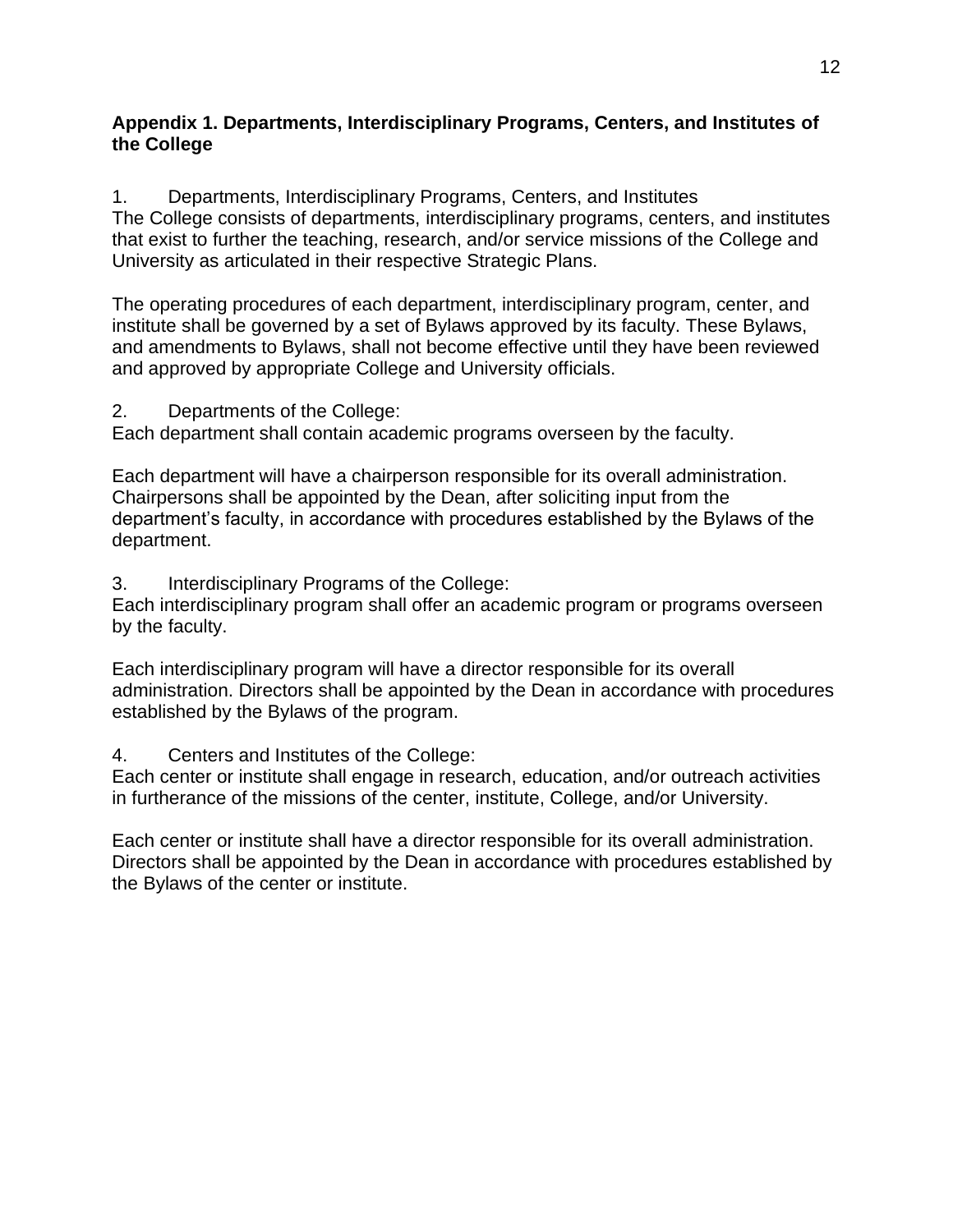**Appendix 1. Departments, Interdisciplinary Programs, Centers, and Institutes of the College**

1. Departments, Interdisciplinary Programs, Centers, and Institutes

The College consists of departments, interdisciplinary programs, centers, and institutes that exist to further the teaching, research, and/or service missions of the College and University as articulated in their respective Strategic Plans.

The operating procedures of each department, interdisciplinary program, center, and institute shall be governed by a set of Bylaws approved by its faculty. These Bylaws, and amendments to Bylaws, shall not become effective until they have been reviewed and approved by appropriate College and University officials.

2. Departments of the College:

Each department shall contain academic programs overseen by the faculty.

Each department will have a chairperson responsible for its overall administration. Chairpersons shall be appointed by the Dean, after soliciting input from the department's faculty, in accordance with procedures established by the Bylaws of the department.

3. Interdisciplinary Programs of the College:

Each interdisciplinary program shall offer an academic program or programs overseen by the faculty.

Each interdisciplinary program will have a director responsible for its overall administration. Directors shall be appointed by the Dean in accordance with procedures established by the Bylaws of the program.

4. Centers and Institutes of the College:

Each center or institute shall engage in research, education, and/or outreach activities in furtherance of the missions of the center, institute, College, and/or University.

Each center or institute shall have a director responsible for its overall administration. Directors shall be appointed by the Dean in accordance with procedures established by the Bylaws of the center or institute.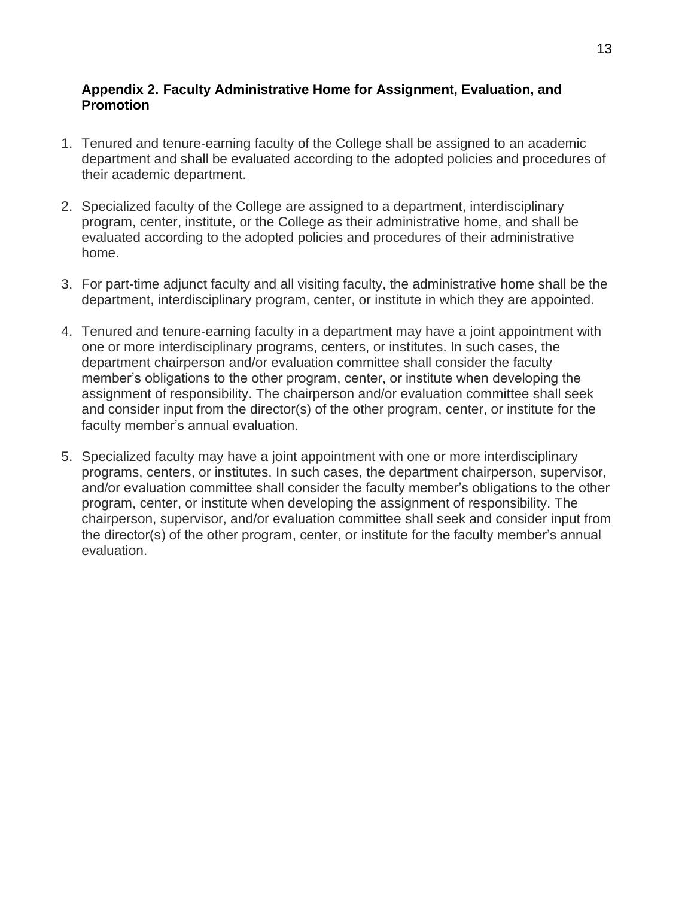## Appendix 2. Faculty Administrative Home for Assignment, Evaluation, and Promotion

1. Tenured and tenure-earning faculty of the College shall be assigned to an academic department and shall be evaluated according to the adopted policies and procedures of their academic department.

2. Specialized faculty of the College are assigned to a department, interdisciplinary program, center, institute, or the College as their administrative home, and shall be evaluated according to the adopted policies and procedures of their administrative home.

3. For part-time adjunct faculty and all visiting faculty, the administrative home shall be the department, interdisciplinary program, center, or institute in which they are appointed.

4. Tenured and tenure-earning faculty in a department may have a joint appointment with one or more interdisciplinary programs, centers, or institutes. In such cases, the department chairperson and/or evaluation committee shall consider the faculty member's obligations to the other program, center, or institute when developing the assignment of responsibility. The chairperson and/or evaluation committee shall seek and consider input from the director(s) of the other program, center, or institute for the faculty member's annual evaluation.

5. Specialized faculty may have a joint appointment with one or more interdisciplinary programs, centers, or institutes. In such cases, the department chairperson, supervisor, and/or evaluation committee shall consider the faculty member's obligations to the other program, center, or institute when developing the assignment of responsibility. The chairperson, supervisor, and/or evaluation committee shall seek and consider input from the director(s) of the other program, center, or institute for the faculty member's annual evaluation.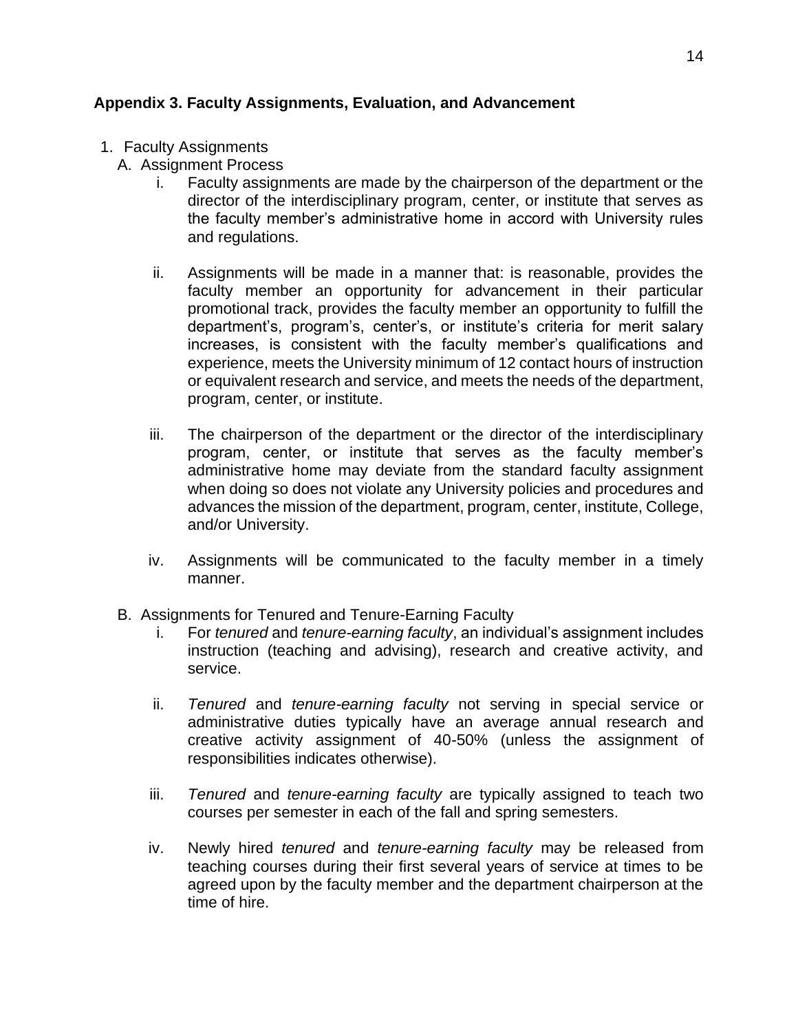**Appendix 3. Faculty Assignments, Evaluation, and Advancement**

1. Faculty Assignments
   
   A. Assignment Process
   
      i. Faculty assignments are made by the chairperson of the department or the director of the interdisciplinary program, center, or institute that serves as the faculty member's administrative home in accord with University rules and regulations.
      
      ii. Assignments will be made in a manner that: is reasonable, provides the faculty member an opportunity for advancement in their particular promotional track, provides the faculty member an opportunity to fulfill the department's, program's, center's, or institute's criteria for merit salary increases, is consistent with the faculty member's qualifications and experience, meets the University minimum of 12 contact hours of instruction or equivalent research and service, and meets the needs of the department, program, center, or institute.
      
      iii. The chairperson of the department or the director of the interdisciplinary program, center, or institute that serves as the faculty member's administrative home may deviate from the standard faculty assignment when doing so does not violate any University policies and procedures and advances the mission of the department, program, center, institute, College, and/or University.
      
      iv. Assignments will be communicated to the faculty member in a timely manner.
   
   B. Assignments for Tenured and Tenure-Earning Faculty
   
      i. For *tenured* and *tenure-earning faculty*, an individual's assignment includes instruction (teaching and advising), research and creative activity, and service.
      
      ii. *Tenured* and *tenure-earning faculty* not serving in special service or administrative duties typically have an average annual research and creative activity assignment of 40-50% (unless the assignment of responsibilities indicates otherwise).
      
      iii. *Tenured* and *tenure-earning faculty* are typically assigned to teach two courses per semester in each of the fall and spring semesters.
      
      iv. Newly hired *tenured* and *tenure-earning faculty* may be released from teaching courses during their first several years of service at times to be agreed upon by the faculty member and the department chairperson at the time of hire.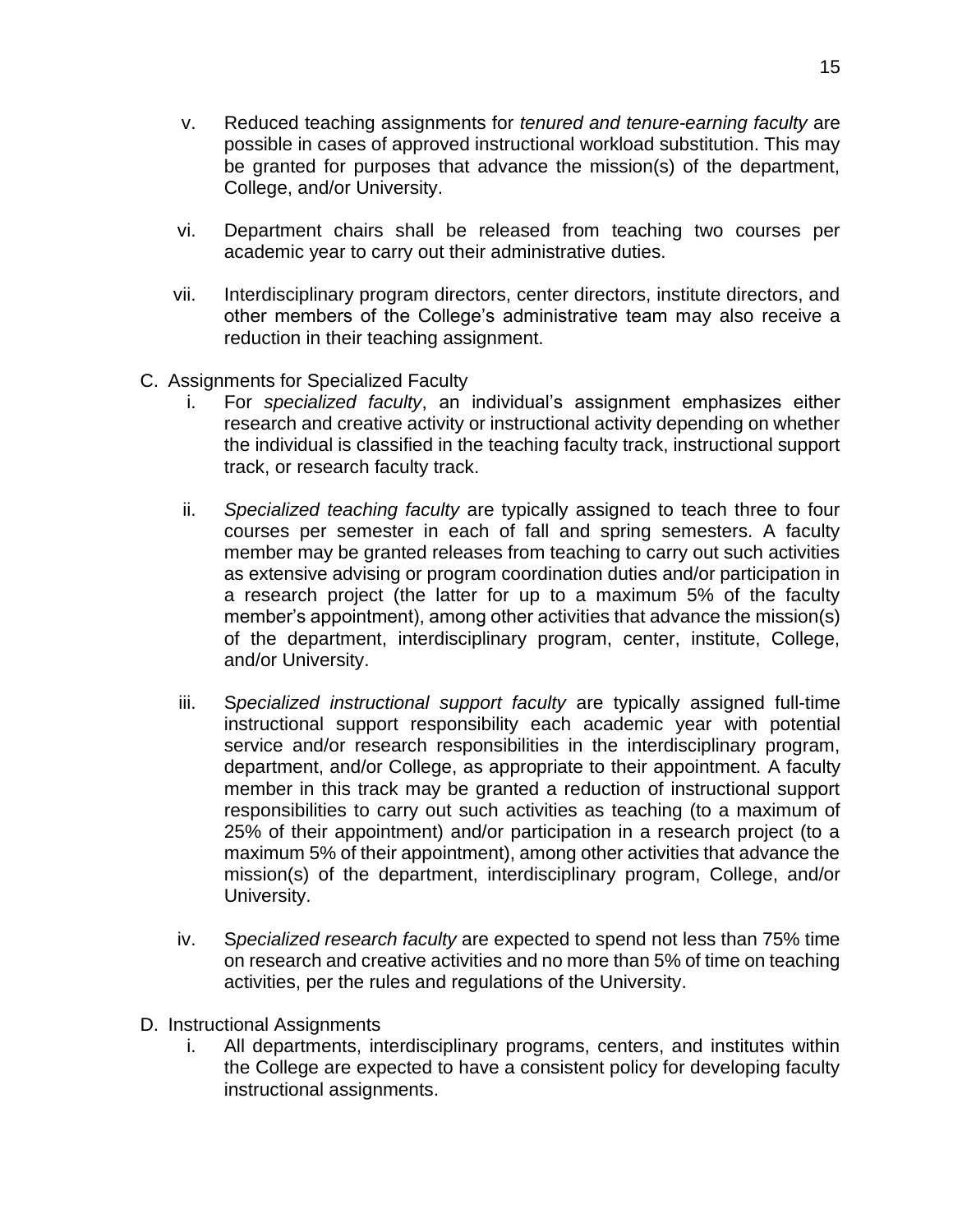v. Reduced teaching assignments for *tenured and tenure-earning faculty* are possible in cases of approved instructional workload substitution. This may be granted for purposes that advance the mission(s) of the department, College, and/or University.

vi. Department chairs shall be released from teaching two courses per academic year to carry out their administrative duties.

vii. Interdisciplinary program directors, center directors, institute directors, and other members of the College's administrative team may also receive a reduction in their teaching assignment.

C. Assignments for Specialized Faculty

i. For *specialized faculty*, an individual's assignment emphasizes either research and creative activity or instructional activity depending on whether the individual is classified in the teaching faculty track, instructional support track, or research faculty track.

ii. *Specialized teaching faculty* are typically assigned to teach three to four courses per semester in each of fall and spring semesters. A faculty member may be granted releases from teaching to carry out such activities as extensive advising or program coordination duties and/or participation in a research project (the latter for up to a maximum 5% of the faculty member's appointment), among other activities that advance the mission(s) of the department, interdisciplinary program, center, institute, College, and/or University.

iii. S*pecialized instructional support faculty* are typically assigned full-time instructional support responsibility each academic year with potential service and/or research responsibilities in the interdisciplinary program, department, and/or College, as appropriate to their appointment. A faculty member in this track may be granted a reduction of instructional support responsibilities to carry out such activities as teaching (to a maximum of 25% of their appointment) and/or participation in a research project (to a maximum 5% of their appointment), among other activities that advance the mission(s) of the department, interdisciplinary program, College, and/or University.

iv. S*pecialized research faculty* are expected to spend not less than 75% time on research and creative activities and no more than 5% of time on teaching activities, per the rules and regulations of the University.

D. Instructional Assignments

i. All departments, interdisciplinary programs, centers, and institutes within the College are expected to have a consistent policy for developing faculty instructional assignments.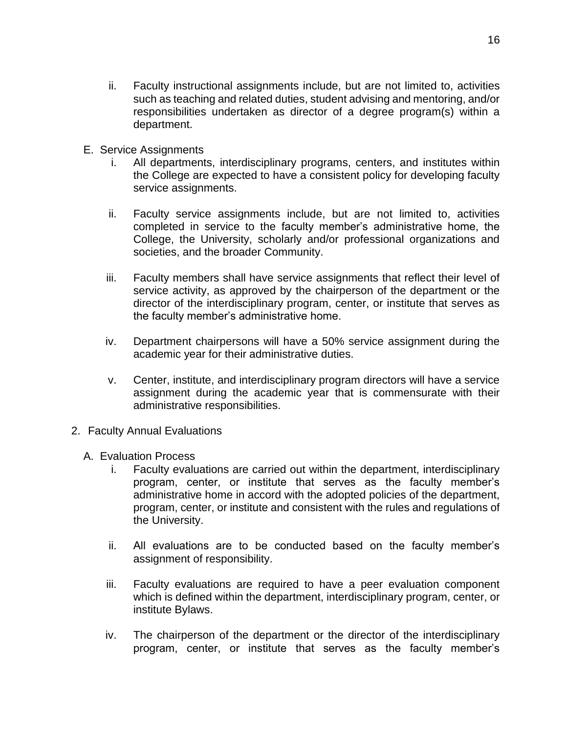ii. Faculty instructional assignments include, but are not limited to, activities such as teaching and related duties, student advising and mentoring, and/or responsibilities undertaken as director of a degree program(s) within a department.

E. Service Assignments

i. All departments, interdisciplinary programs, centers, and institutes within the College are expected to have a consistent policy for developing faculty service assignments.

ii. Faculty service assignments include, but are not limited to, activities completed in service to the faculty member's administrative home, the College, the University, scholarly and/or professional organizations and societies, and the broader Community.

iii. Faculty members shall have service assignments that reflect their level of service activity, as approved by the chairperson of the department or the director of the interdisciplinary program, center, or institute that serves as the faculty member's administrative home.

iv. Department chairpersons will have a 50% service assignment during the academic year for their administrative duties.

v. Center, institute, and interdisciplinary program directors will have a service assignment during the academic year that is commensurate with their administrative responsibilities.

2. Faculty Annual Evaluations

A. Evaluation Process

i. Faculty evaluations are carried out within the department, interdisciplinary program, center, or institute that serves as the faculty member's administrative home in accord with the adopted policies of the department, program, center, or institute and consistent with the rules and regulations of the University.

ii. All evaluations are to be conducted based on the faculty member's assignment of responsibility.

iii. Faculty evaluations are required to have a peer evaluation component which is defined within the department, interdisciplinary program, center, or institute Bylaws.

iv. The chairperson of the department or the director of the interdisciplinary program, center, or institute that serves as the faculty member's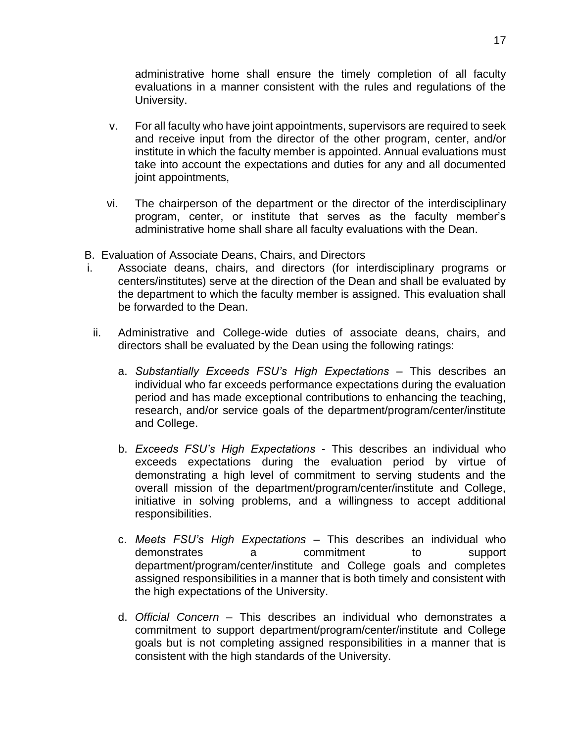administrative home shall ensure the timely completion of all faculty evaluations in a manner consistent with the rules and regulations of the University.

v. For all faculty who have joint appointments, supervisors are required to seek and receive input from the director of the other program, center, and/or institute in which the faculty member is appointed. Annual evaluations must take into account the expectations and duties for any and all documented joint appointments,

vi. The chairperson of the department or the director of the interdisciplinary program, center, or institute that serves as the faculty member's administrative home shall share all faculty evaluations with the Dean.

B. Evaluation of Associate Deans, Chairs, and Directors

i. Associate deans, chairs, and directors (for interdisciplinary programs or centers/institutes) serve at the direction of the Dean and shall be evaluated by the department to which the faculty member is assigned. This evaluation shall be forwarded to the Dean.

ii. Administrative and College-wide duties of associate deans, chairs, and directors shall be evaluated by the Dean using the following ratings:

a. *Substantially Exceeds FSU's High Expectations* – This describes an individual who far exceeds performance expectations during the evaluation period and has made exceptional contributions to enhancing the teaching, research, and/or service goals of the department/program/center/institute and College.

b. *Exceeds FSU's High Expectations* - This describes an individual who exceeds expectations during the evaluation period by virtue of demonstrating a high level of commitment to serving students and the overall mission of the department/program/center/institute and College, initiative in solving problems, and a willingness to accept additional responsibilities.

c. *Meets FSU's High Expectations* – This describes an individual who demonstrates a commitment to support department/program/center/institute and College goals and completes assigned responsibilities in a manner that is both timely and consistent with the high expectations of the University.

d. *Official Concern* – This describes an individual who demonstrates a commitment to support department/program/center/institute and College goals but is not completing assigned responsibilities in a manner that is consistent with the high standards of the University.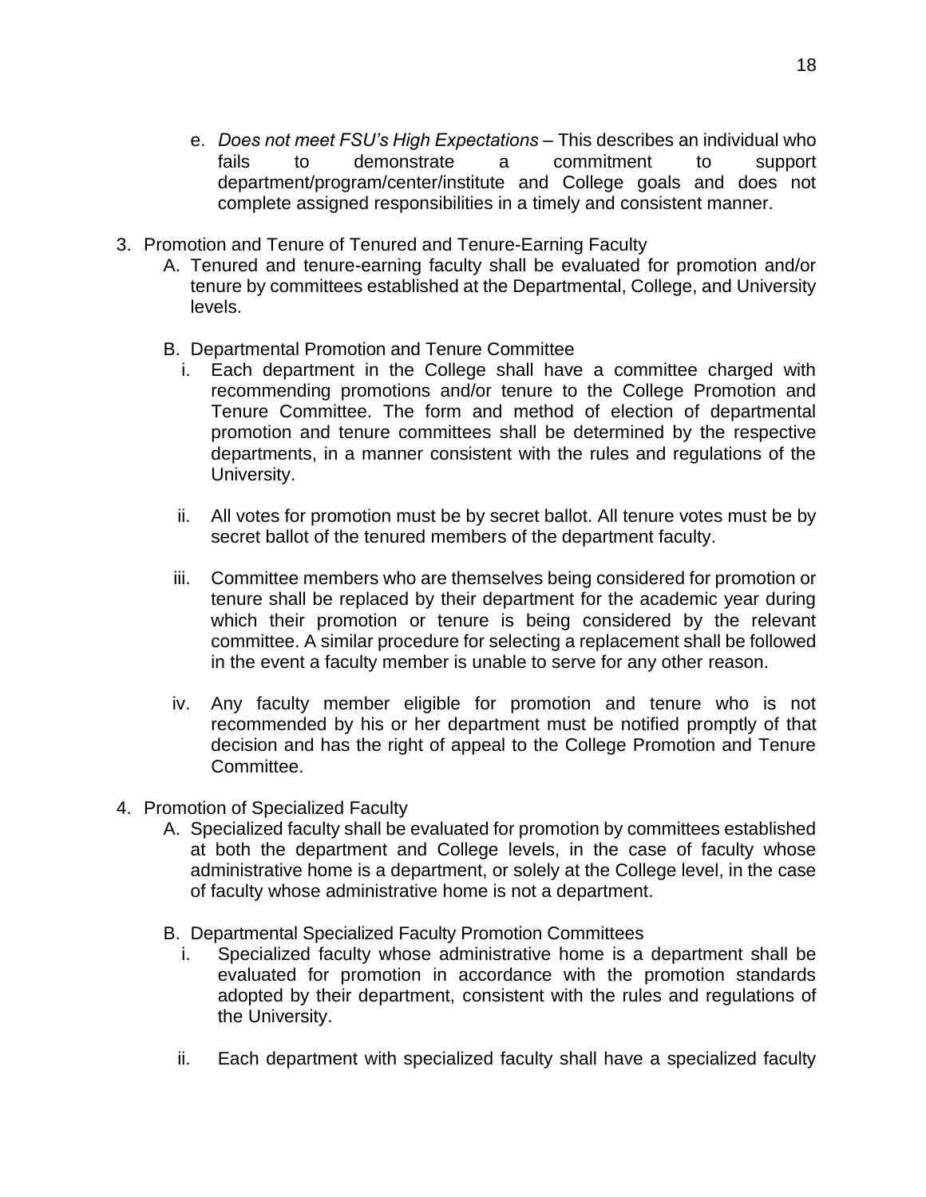e. *Does not meet FSU's High Expectations* – This describes an individual who fails to demonstrate a commitment to support department/program/center/institute and College goals and does not complete assigned responsibilities in a timely and consistent manner.

3. Promotion and Tenure of Tenured and Tenure-Earning Faculty

   A. Tenured and tenure-earning faculty shall be evaluated for promotion and/or tenure by committees established at the Departmental, College, and University levels.

   B. Departmental Promotion and Tenure Committee

      i. Each department in the College shall have a committee charged with recommending promotions and/or tenure to the College Promotion and Tenure Committee. The form and method of election of departmental promotion and tenure committees shall be determined by the respective departments, in a manner consistent with the rules and regulations of the University.

      ii. All votes for promotion must be by secret ballot. All tenure votes must be by secret ballot of the tenured members of the department faculty.

      iii. Committee members who are themselves being considered for promotion or tenure shall be replaced by their department for the academic year during which their promotion or tenure is being considered by the relevant committee. A similar procedure for selecting a replacement shall be followed in the event a faculty member is unable to serve for any other reason.

      iv. Any faculty member eligible for promotion and tenure who is not recommended by his or her department must be notified promptly of that decision and has the right of appeal to the College Promotion and Tenure Committee.

4. Promotion of Specialized Faculty

   A. Specialized faculty shall be evaluated for promotion by committees established at both the department and College levels, in the case of faculty whose administrative home is a department, or solely at the College level, in the case of faculty whose administrative home is not a department.

   B. Departmental Specialized Faculty Promotion Committees

      i. Specialized faculty whose administrative home is a department shall be evaluated for promotion in accordance with the promotion standards adopted by their department, consistent with the rules and regulations of the University.

      ii. Each department with specialized faculty shall have a specialized faculty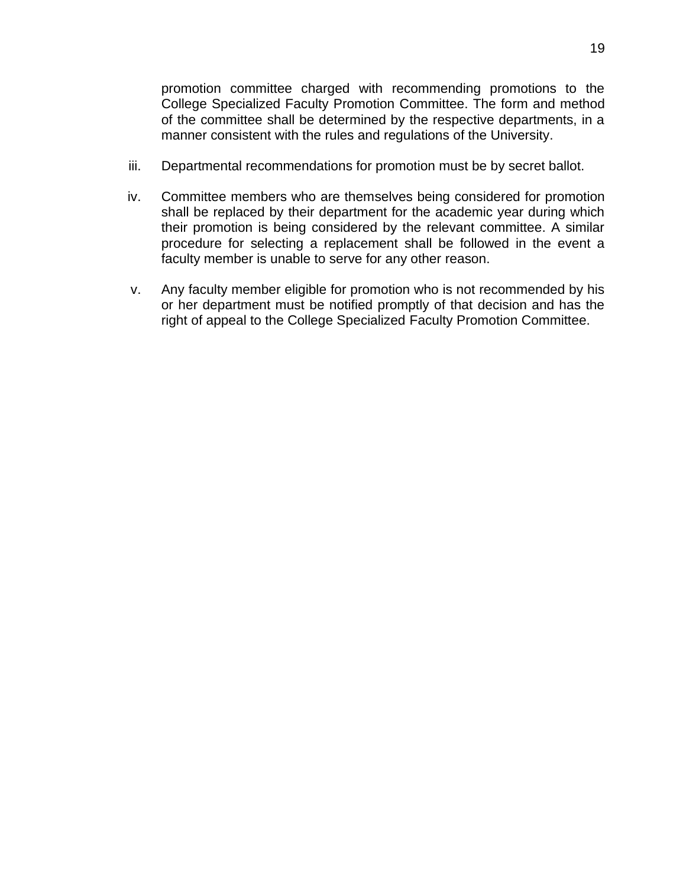promotion committee charged with recommending promotions to the College Specialized Faculty Promotion Committee. The form and method of the committee shall be determined by the respective departments, in a manner consistent with the rules and regulations of the University.

iii. Departmental recommendations for promotion must be by secret ballot.

iv. Committee members who are themselves being considered for promotion shall be replaced by their department for the academic year during which their promotion is being considered by the relevant committee. A similar procedure for selecting a replacement shall be followed in the event a faculty member is unable to serve for any other reason.

v. Any faculty member eligible for promotion who is not recommended by his or her department must be notified promptly of that decision and has the right of appeal to the College Specialized Faculty Promotion Committee.